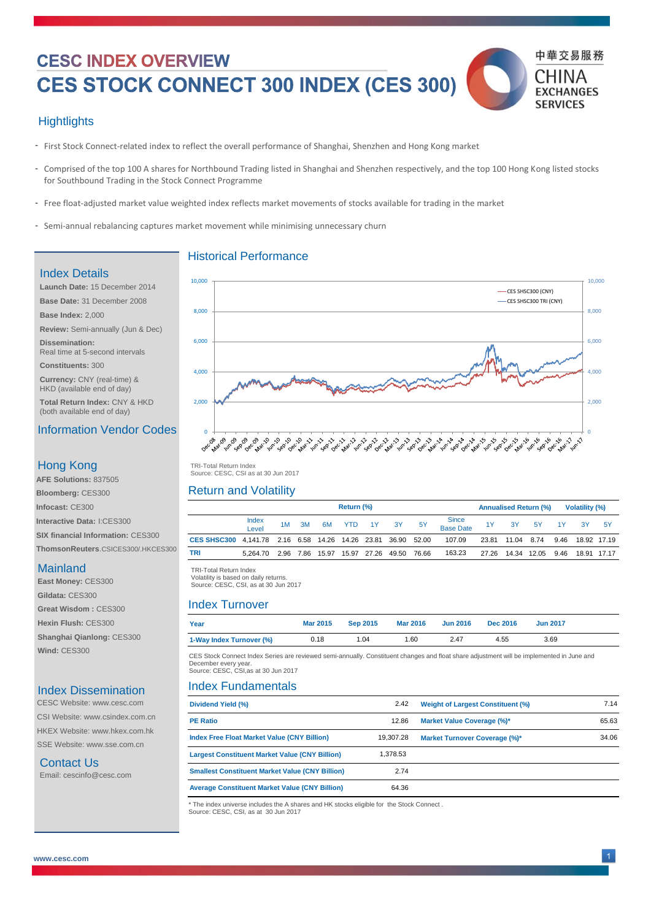# CESC INDEX OVERVIEW

# CES STOCK CONNECT 300 INDEX (CES 300)

中華交易服務
CHINA EXCHANGES SERVICES

## Hightlights

- First Stock Connect-related index to reflect the overall performance of Shanghai, Shenzhen and Hong Kong market
- Comprised of the top 100 A shares for Northbound Trading listed in Shanghai and Shenzhen respectively, and the top 100 Hong Kong listed stocks for Southbound Trading in the Stock Connect Programme
- Free float-adjusted market value weighted index reflects market movements of stocks available for trading in the market
- Semi-annual rebalancing captures market movement while minimising unnecessary churn

## Index Details

**Launch Date:** 15 December 2014

**Base Date:** 31 December 2008

**Base Index:** 2,000

**Review:** Semi-annually (Jun & Dec)

**Dissemination:**
Real time at 5-second intervals

**Constituents:** 300

**Currency:** CNY (real-time) & HKD (available end of day)

**Total Return Index:** CNY & HKD (both available end of day)

## Information Vendor Codes

### Hong Kong

**AFE Solutions:** 837505

**Bloomberg:** CES300

**Infocast:** CE300

**Interactive Data:** I:CES300

**SIX financial Information:** CES300

**ThomsonReuters**.CSICES300/.HKCES300

### Mainland

**East Money:** CES300

**Gildata:** CES300

**Great Wisdom :** CES300

**Hexin Flush:** CES300

**Shanghai Qianlong:** CES300

**Wind:** CES300

## Index Dissemination

CESC Website: www.cesc.com

CSI Website: www.csindex.com.cn

HKEX Website: www.hkex.com.hk

SSE Website: www.sse.com.cn

## Contact Us

Email: cescinfo@cesc.com

## Historical Performance

10,000
8,000
6,000
4,000
2,000
0

CES SHSC300 (CNY)
CES SHSC300 TRI (CNY)

Dec-08 Mar-09 Jun-09 Sep-09 Dec-09 Mar-10 Jun-10 Sep-10 Dec-10 Mar-11 Jun-11 Sep-11 Dec-11 Mar-12 Jun-12 Sep-12 Dec-12 Mar-13 Jun-13 Sep-13 Dec-13 Mar-14 Jun-14 Sep-14 Dec-14 Mar-15 Jun-15 Sep-15 Dec-15 Mar-16 Jun-16 Sep-16 Dec-16 Mar-17 Jun-17

TRI-Total Return Index
Source: CESC, CSI as at 30 Jun 2017

## Return and Volatility

| | Return (%) | | | | | | | | | Annualised Return (%) | | | Volatility (%) | | |
|---|---|---|---|---|---|---|---|---|---|---|---|---|---|---|---|
| | Index Level | 1M | 3M | 6M | YTD | 1Y | 3Y | 5Y | Since Base Date | 1Y | 3Y | 5Y | 1Y | 3Y | 5Y |
| **CES SHSC300** | 4,141.78 | 2.16 | 6.58 | 14.26 | 14.26 | 23.81 | 36.90 | 52.00 | 107.09 | 23.81 | 11.04 | 8.74 | 9.46 | 18.92 | 17.19 |
| **TRI** | 5,264.70 | 2.96 | 7.86 | 15.97 | 15.97 | 27.26 | 49.50 | 76.66 | 163.23 | 27.26 | 14.34 | 12.05 | 9.46 | 18.91 | 17.17 |

TRI-Total Return Index
Volatility is based on daily returns.
Source: CESC, CSI, as at 30 Jun 2017

## Index Turnover

| Year | Mar 2015 | Sep 2015 | Mar 2016 | Jun 2016 | Dec 2016 | Jun 2017 |
|---|---|---|---|---|---|---|
| 1-Way Index Turnover (%) | 0.18 | 1.04 | 1.60 | 2.47 | 4.55 | 3.69 |

CES Stock Connect Index Series are reviewed semi-annually. Constituent changes and float share adjustment will be implemented in June and December every year.
Source: CESC, CSI,as at 30 Jun 2017

## Index Fundamentals

| | | | |
|---|---|---|---|
| Dividend Yield (%) | 2.42 | Weight of Largest Constituent (%) | 7.14 |
| PE Ratio | 12.86 | Market Value Coverage (%)* | 65.63 |
| Index Free Float Market Value (CNY Billion) | 19,307.28 | Market Turnover Coverage (%)* | 34.06 |
| Largest Constituent Market Value (CNY Billion) | 1,378.53 | | |
| Smallest Constituent Market Value (CNY Billion) | 2.74 | | |
| Average Constituent Market Value (CNY Billion) | 64.36 | | |

* The index universe includes the A shares and HK stocks eligible for the Stock Connect .
Source: CESC, CSI, as at 30 Jun 2017

www.cesc.com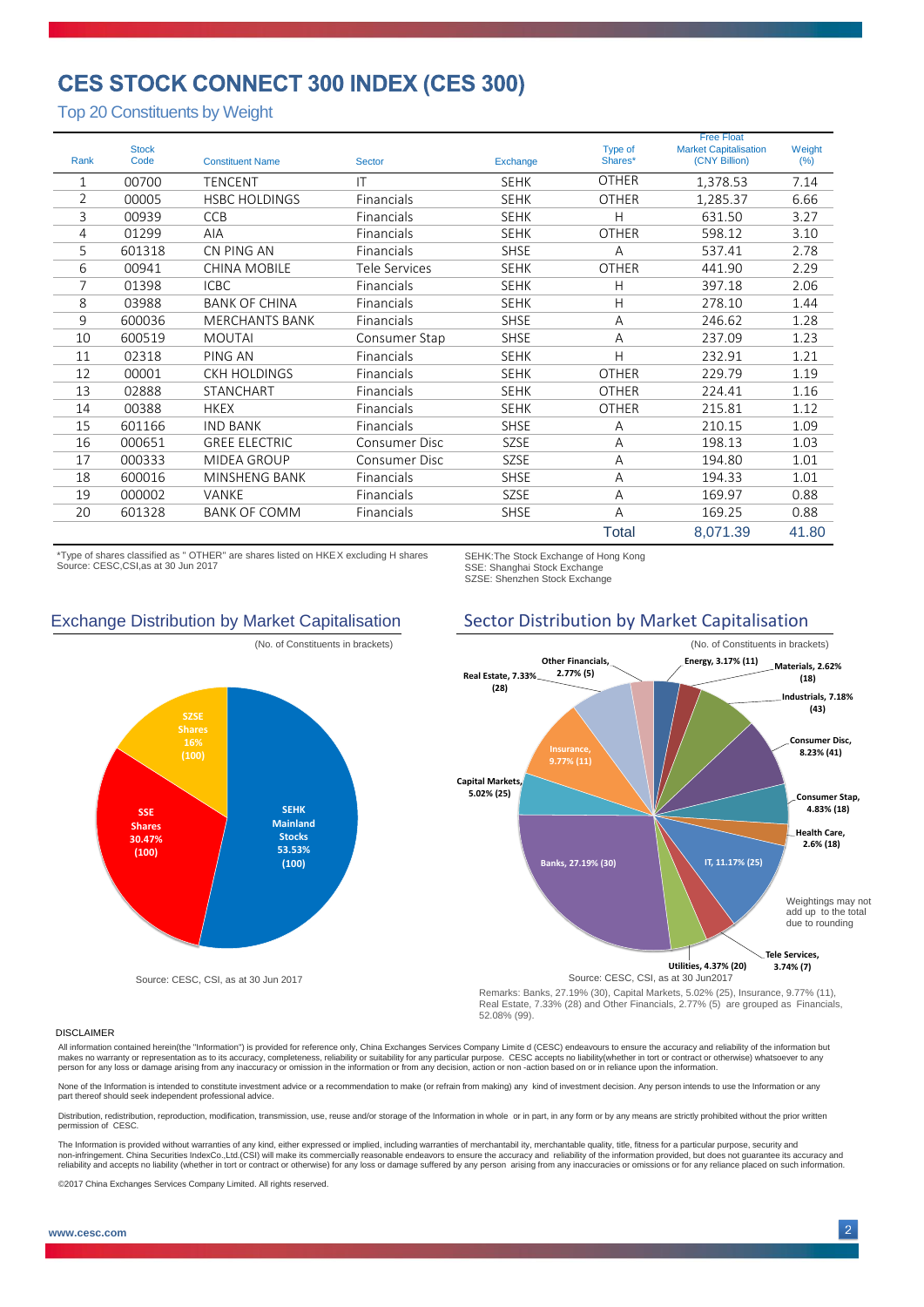# CES STOCK CONNECT 300 INDEX (CES 300)

## Top 20 Constituents by Weight

| Rank | Stock Code | Constituent Name | Sector | Exchange | Type of Shares* | Free Float Market Capitalisation (CNY Billion) | Weight (%) |
|---|---|---|---|---|---|---|---|
| 1 | 00700 | TENCENT | IT | SEHK | OTHER | 1,378.53 | 7.14 |
| 2 | 00005 | HSBC HOLDINGS | Financials | SEHK | OTHER | 1,285.37 | 6.66 |
| 3 | 00939 | CCB | Financials | SEHK | H | 631.50 | 3.27 |
| 4 | 01299 | AIA | Financials | SEHK | OTHER | 598.12 | 3.10 |
| 5 | 601318 | CN PING AN | Financials | SHSE | A | 537.41 | 2.78 |
| 6 | 00941 | CHINA MOBILE | Tele Services | SEHK | OTHER | 441.90 | 2.29 |
| 7 | 01398 | ICBC | Financials | SEHK | H | 397.18 | 2.06 |
| 8 | 03988 | BANK OF CHINA | Financials | SEHK | H | 278.10 | 1.44 |
| 9 | 600036 | MERCHANTS BANK | Financials | SHSE | A | 246.62 | 1.28 |
| 10 | 600519 | MOUTAI | Consumer Stap | SHSE | A | 237.09 | 1.23 |
| 11 | 02318 | PING AN | Financials | SEHK | H | 232.91 | 1.21 |
| 12 | 00001 | CKH HOLDINGS | Financials | SEHK | OTHER | 229.79 | 1.19 |
| 13 | 02888 | STANCHART | Financials | SEHK | OTHER | 224.41 | 1.16 |
| 14 | 00388 | HKEX | Financials | SEHK | OTHER | 215.81 | 1.12 |
| 15 | 601166 | IND BANK | Financials | SHSE | A | 210.15 | 1.09 |
| 16 | 000651 | GREE ELECTRIC | Consumer Disc | SZSE | A | 198.13 | 1.03 |
| 17 | 000333 | MIDEA GROUP | Consumer Disc | SZSE | A | 194.80 | 1.01 |
| 18 | 600016 | MINSHENG BANK | Financials | SHSE | A | 194.33 | 1.01 |
| 19 | 000002 | VANKE | Financials | SZSE | A | 169.97 | 0.88 |
| 20 | 601328 | BANK OF COMM | Financials | SHSE | A | 169.25 | 0.88 |
| | | | | | Total | 8,071.39 | 41.80 |

*Type of shares classified as " OTHER" are shares listed on HKEX excluding H shares
Source: CESC,CSI,as at 30 Jun 2017

SEHK:The Stock Exchange of Hong Kong
SSE: Shanghai Stock Exchange
SZSE: Shenzhen Stock Exchange

## Exchange Distribution by Market Capitalisation

(No. of Constituents in brackets)

SEHK Mainland Stocks 53.53% (100)
SSE Shares 30.47% (100)
SZSE Shares 16% (100)

Source: CESC, CSI, as at 30 Jun 2017

## Sector Distribution by Market Capitalisation

(No. of Constituents in brackets)

Energy, 3.17% (11)
Materials, 2.62% (18)
Industrials, 7.18% (43)
Consumer Disc, 8.23% (41)
Consumer Stap, 4.83% (18)
Health Care, 2.6% (18)
IT, 11.17% (25)
Tele Services, 3.74% (7)
Utilities, 4.37% (20)
Banks, 27.19% (30)
Capital Markets, 5.02% (25)
Insurance, 9.77% (11)
Real Estate, 7.33% (28)
Other Financials, 2.77% (5)

Weightings may not add up to the total due to rounding

Source: CESC, CSI, as at 30 Jun2017

Remarks: Banks, 27.19% (30), Capital Markets, 5.02% (25), Insurance, 9.77% (11), Real Estate, 7.33% (28) and Other Financials, 2.77% (5) are grouped as Financials, 52.08% (99).

DISCLAIMER

All information contained herein(the "Information") is provided for reference only, China Exchanges Services Company Limite d (CESC) endeavours to ensure the accuracy and reliability of the information but makes no warranty or representation as to its accuracy, completeness, reliability or suitability for any particular purpose. CESC accepts no liability(whether in tort or contract or otherwise) whatsoever to any person for any loss or damage arising from any inaccuracy or omission in the information or from any decision, action or non -action based on or in reliance upon the information.

None of the Information is intended to constitute investment advice or a recommendation to make (or refrain from making) any kind of investment decision. Any person intends to use the Information or any part thereof should seek independent professional advice.

Distribution, redistribution, reproduction, modification, transmission, use, reuse and/or storage of the Information in whole or in part, in any form or by any means are strictly prohibited without the prior written permission of CESC.

The Information is provided without warranties of any kind, either expressed or implied, including warranties of merchantabil ity, merchantable quality, title, fitness for a particular purpose, security and non-infringement. China Securities IndexCo.,Ltd.(CSI) will make its commercially reasonable endeavors to ensure the accuracy and reliability of the information provided, but does not guarantee its accuracy and reliability and accepts no liability (whether in tort or contract or otherwise) for any loss or damage suffered by any person arising from any inaccuracies or omissions or for any reliance placed on such information.

©2017 China Exchanges Services Company Limited. All rights reserved.

www.cesc.com